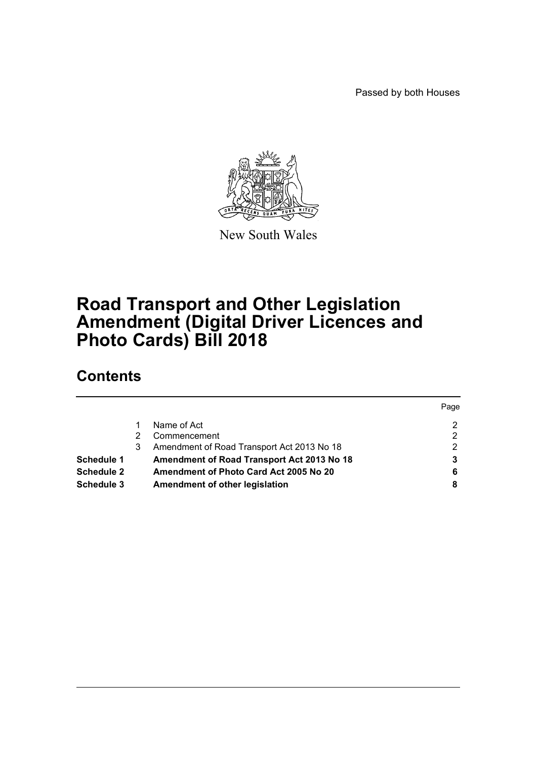Passed by both Houses

New South Wales

# Road Transport and Other Legislation Amendment (Digital Driver Licences and Photo Cards) Bill 2018

## Contents

| | | | Page |
|---|---|---|---|
| | 1 | Name of Act | 2 |
| | 2 | Commencement | 2 |
| | 3 | Amendment of Road Transport Act 2013 No 18 | 2 |
| **Schedule 1** | | **Amendment of Road Transport Act 2013 No 18** | **3** |
| **Schedule 2** | | **Amendment of Photo Card Act 2005 No 20** | **6** |
| **Schedule 3** | | **Amendment of other legislation** | **8** |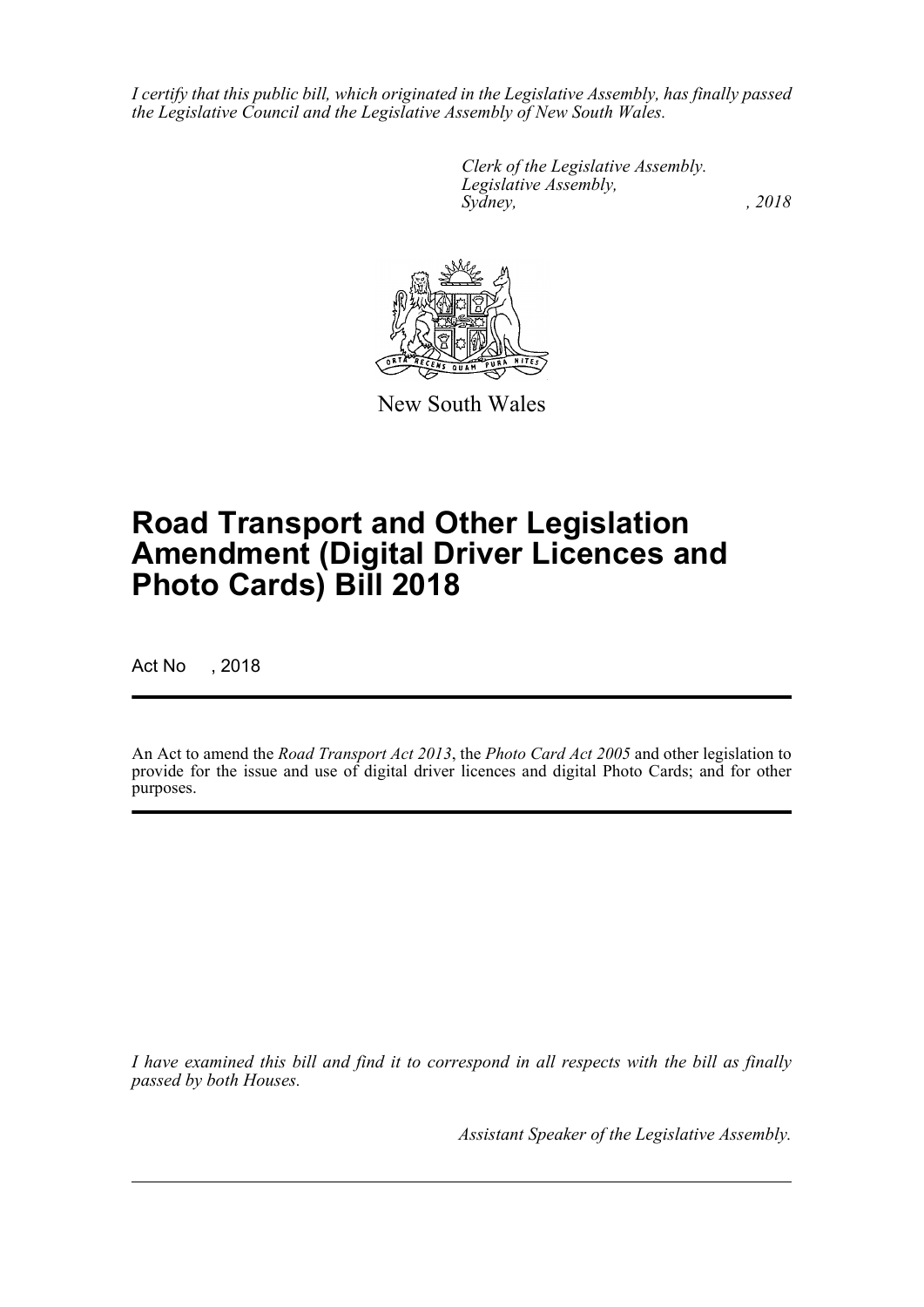*I certify that this public bill, which originated in the Legislative Assembly, has finally passed the Legislative Council and the Legislative Assembly of New South Wales.*

*Clerk of the Legislative Assembly.*
*Legislative Assembly,*
*Sydney, , 2018*

New South Wales

# Road Transport and Other Legislation Amendment (Digital Driver Licences and Photo Cards) Bill 2018

Act No , 2018

An Act to amend the *Road Transport Act 2013*, the *Photo Card Act 2005* and other legislation to provide for the issue and use of digital driver licences and digital Photo Cards; and for other purposes.

*I have examined this bill and find it to correspond in all respects with the bill as finally passed by both Houses.*

*Assistant Speaker of the Legislative Assembly.*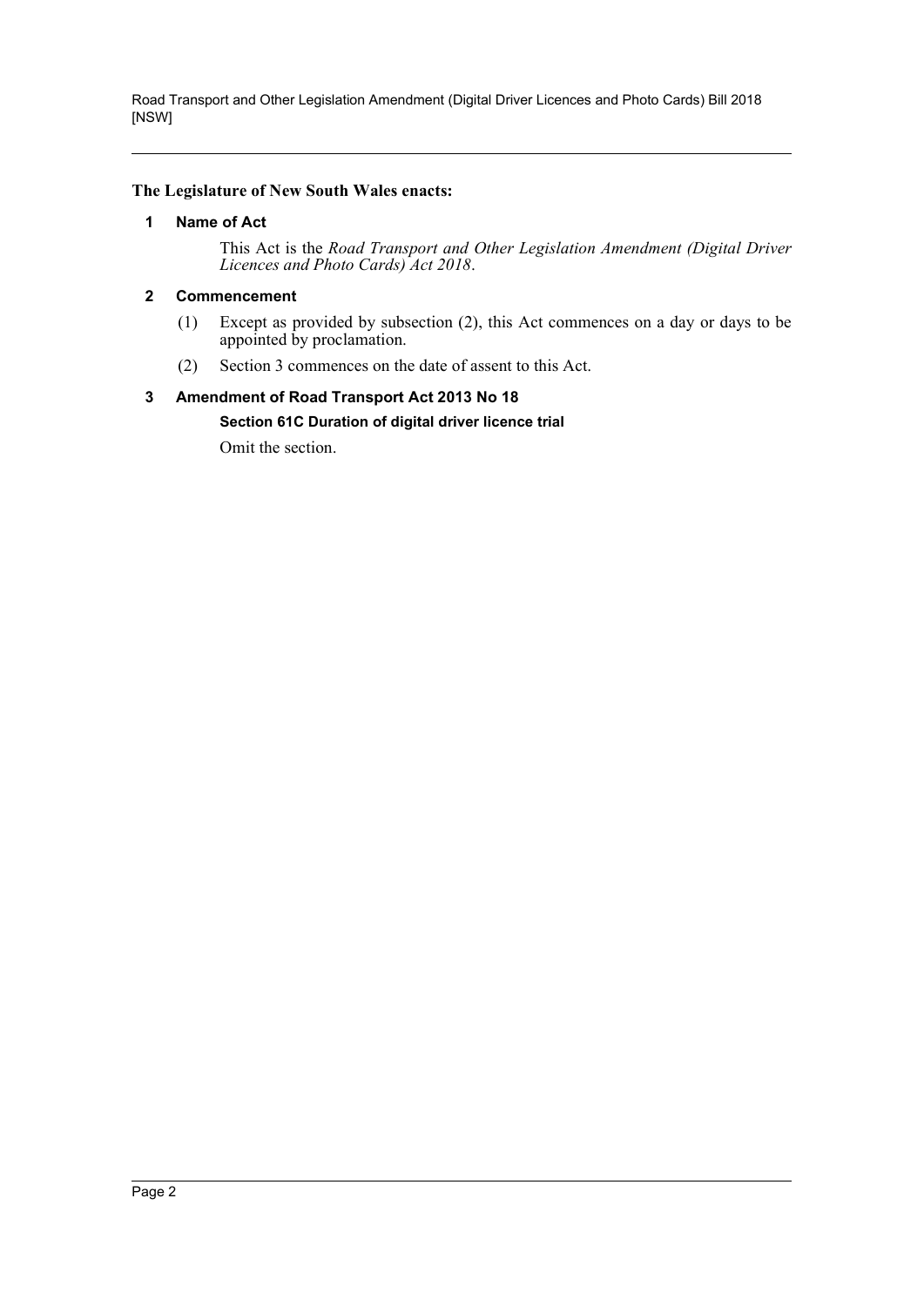**The Legislature of New South Wales enacts:**

### 1 Name of Act

This Act is the *Road Transport and Other Legislation Amendment (Digital Driver Licences and Photo Cards) Act 2018*.

### 2 Commencement

(1) Except as provided by subsection (2), this Act commences on a day or days to be appointed by proclamation.

(2) Section 3 commences on the date of assent to this Act.

### 3 Amendment of Road Transport Act 2013 No 18

**Section 61C Duration of digital driver licence trial**

Omit the section.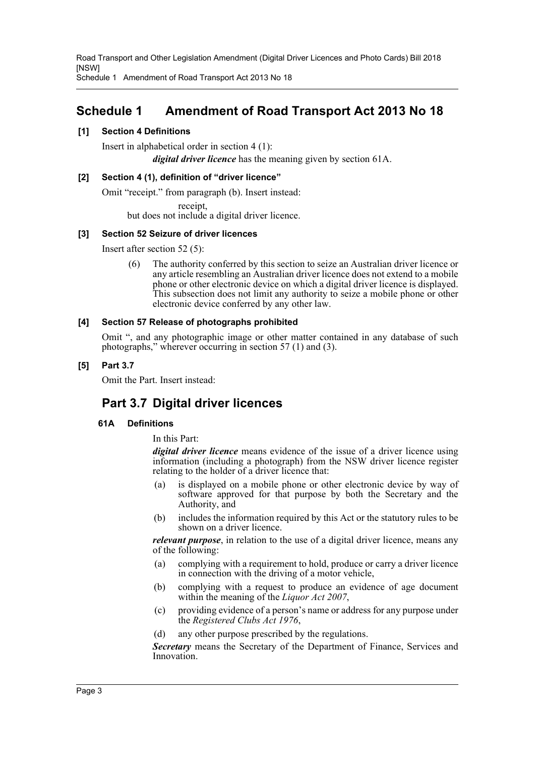# Schedule 1 Amendment of Road Transport Act 2013 No 18

### [1] Section 4 Definitions

Insert in alphabetical order in section 4 (1):

***digital driver licence*** has the meaning given by section 61A.

### [2] Section 4 (1), definition of "driver licence"

Omit "receipt." from paragraph (b). Insert instead:

receipt,

but does not include a digital driver licence.

### [3] Section 52 Seizure of driver licences

Insert after section 52 (5):

(6) The authority conferred by this section to seize an Australian driver licence or any article resembling an Australian driver licence does not extend to a mobile phone or other electronic device on which a digital driver licence is displayed. This subsection does not limit any authority to seize a mobile phone or other electronic device conferred by any other law.

### [4] Section 57 Release of photographs prohibited

Omit ", and any photographic image or other matter contained in any database of such photographs," wherever occurring in section 57 (1) and (3).

### [5] Part 3.7

Omit the Part. Insert instead:

## Part 3.7 Digital driver licences

#### 61A Definitions

In this Part:

***digital driver licence*** means evidence of the issue of a driver licence using information (including a photograph) from the NSW driver licence register relating to the holder of a driver licence that:

(a) is displayed on a mobile phone or other electronic device by way of software approved for that purpose by both the Secretary and the Authority, and

(b) includes the information required by this Act or the statutory rules to be shown on a driver licence.

***relevant purpose***, in relation to the use of a digital driver licence, means any of the following:

(a) complying with a requirement to hold, produce or carry a driver licence in connection with the driving of a motor vehicle,

(b) complying with a request to produce an evidence of age document within the meaning of the *Liquor Act 2007*,

(c) providing evidence of a person's name or address for any purpose under the *Registered Clubs Act 1976*,

(d) any other purpose prescribed by the regulations.

***Secretary*** means the Secretary of the Department of Finance, Services and Innovation.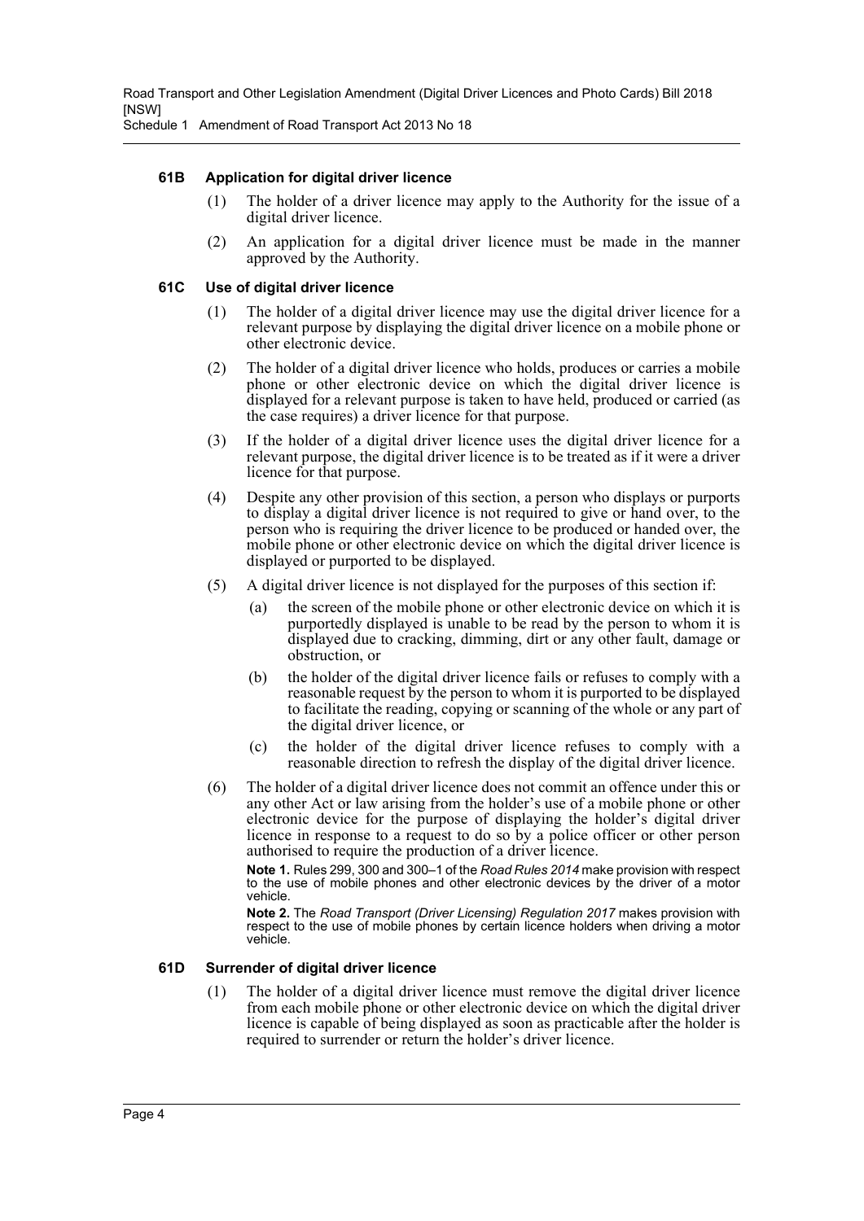#### 61B Application for digital driver licence

(1) The holder of a driver licence may apply to the Authority for the issue of a digital driver licence.

(2) An application for a digital driver licence must be made in the manner approved by the Authority.

#### 61C Use of digital driver licence

(1) The holder of a digital driver licence may use the digital driver licence for a relevant purpose by displaying the digital driver licence on a mobile phone or other electronic device.

(2) The holder of a digital driver licence who holds, produces or carries a mobile phone or other electronic device on which the digital driver licence is displayed for a relevant purpose is taken to have held, produced or carried (as the case requires) a driver licence for that purpose.

(3) If the holder of a digital driver licence uses the digital driver licence for a relevant purpose, the digital driver licence is to be treated as if it were a driver licence for that purpose.

(4) Despite any other provision of this section, a person who displays or purports to display a digital driver licence is not required to give or hand over, to the person who is requiring the driver licence to be produced or handed over, the mobile phone or other electronic device on which the digital driver licence is displayed or purported to be displayed.

(5) A digital driver licence is not displayed for the purposes of this section if:

- (a) the screen of the mobile phone or other electronic device on which it is purportedly displayed is unable to be read by the person to whom it is displayed due to cracking, dimming, dirt or any other fault, damage or obstruction, or
- (b) the holder of the digital driver licence fails or refuses to comply with a reasonable request by the person to whom it is purported to be displayed to facilitate the reading, copying or scanning of the whole or any part of the digital driver licence, or
- (c) the holder of the digital driver licence refuses to comply with a reasonable direction to refresh the display of the digital driver licence.

(6) The holder of a digital driver licence does not commit an offence under this or any other Act or law arising from the holder's use of a mobile phone or other electronic device for the purpose of displaying the holder's digital driver licence in response to a request to do so by a police officer or other person authorised to require the production of a driver licence.

**Note 1.** Rules 299, 300 and 300–1 of the *Road Rules 2014* make provision with respect to the use of mobile phones and other electronic devices by the driver of a motor vehicle.

**Note 2.** The *Road Transport (Driver Licensing) Regulation 2017* makes provision with respect to the use of mobile phones by certain licence holders when driving a motor vehicle.

#### 61D Surrender of digital driver licence

(1) The holder of a digital driver licence must remove the digital driver licence from each mobile phone or other electronic device on which the digital driver licence is capable of being displayed as soon as practicable after the holder is required to surrender or return the holder's driver licence.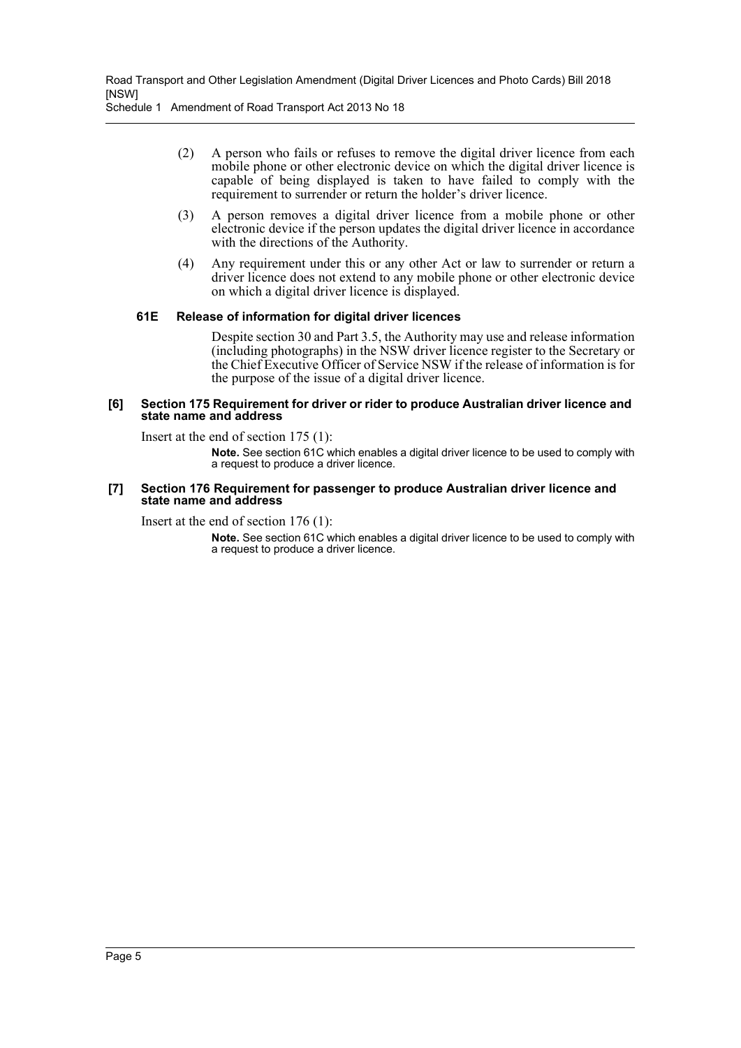(2) A person who fails or refuses to remove the digital driver licence from each mobile phone or other electronic device on which the digital driver licence is capable of being displayed is taken to have failed to comply with the requirement to surrender or return the holder's driver licence.

(3) A person removes a digital driver licence from a mobile phone or other electronic device if the person updates the digital driver licence in accordance with the directions of the Authority.

(4) Any requirement under this or any other Act or law to surrender or return a driver licence does not extend to any mobile phone or other electronic device on which a digital driver licence is displayed.

#### 61E Release of information for digital driver licences

Despite section 30 and Part 3.5, the Authority may use and release information (including photographs) in the NSW driver licence register to the Secretary or the Chief Executive Officer of Service NSW if the release of information is for the purpose of the issue of a digital driver licence.

### [6] Section 175 Requirement for driver or rider to produce Australian driver licence and state name and address

Insert at the end of section 175 (1):

**Note.** See section 61C which enables a digital driver licence to be used to comply with a request to produce a driver licence.

### [7] Section 176 Requirement for passenger to produce Australian driver licence and state name and address

Insert at the end of section 176 (1):

**Note.** See section 61C which enables a digital driver licence to be used to comply with a request to produce a driver licence.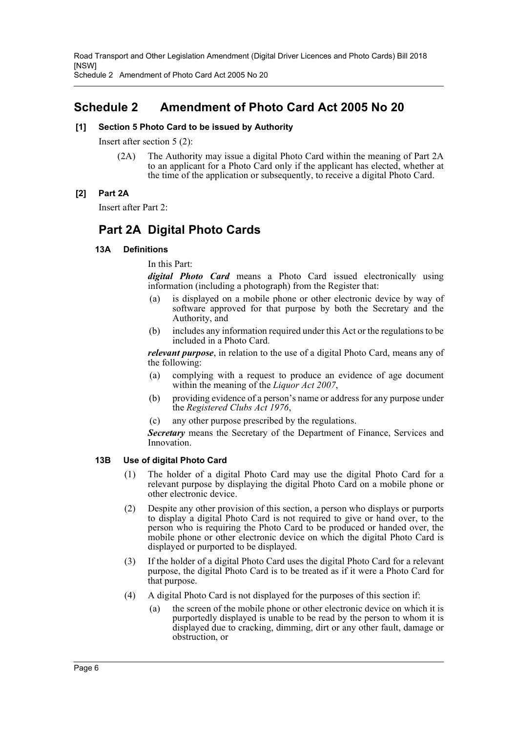# Schedule 2 Amendment of Photo Card Act 2005 No 20

**[1] Section 5 Photo Card to be issued by Authority**

Insert after section 5 (2):

(2A) The Authority may issue a digital Photo Card within the meaning of Part 2A to an applicant for a Photo Card only if the applicant has elected, whether at the time of the application or subsequently, to receive a digital Photo Card.

**[2] Part 2A**

Insert after Part 2:

## Part 2A Digital Photo Cards

### 13A Definitions

In this Part:

***digital Photo Card*** means a Photo Card issued electronically using information (including a photograph) from the Register that:

(a) is displayed on a mobile phone or other electronic device by way of software approved for that purpose by both the Secretary and the Authority, and

(b) includes any information required under this Act or the regulations to be included in a Photo Card.

***relevant purpose***, in relation to the use of a digital Photo Card, means any of the following:

(a) complying with a request to produce an evidence of age document within the meaning of the *Liquor Act 2007*,

(b) providing evidence of a person's name or address for any purpose under the *Registered Clubs Act 1976*,

(c) any other purpose prescribed by the regulations.

***Secretary*** means the Secretary of the Department of Finance, Services and Innovation.

### 13B Use of digital Photo Card

(1) The holder of a digital Photo Card may use the digital Photo Card for a relevant purpose by displaying the digital Photo Card on a mobile phone or other electronic device.

(2) Despite any other provision of this section, a person who displays or purports to display a digital Photo Card is not required to give or hand over, to the person who is requiring the Photo Card to be produced or handed over, the mobile phone or other electronic device on which the digital Photo Card is displayed or purported to be displayed.

(3) If the holder of a digital Photo Card uses the digital Photo Card for a relevant purpose, the digital Photo Card is to be treated as if it were a Photo Card for that purpose.

(4) A digital Photo Card is not displayed for the purposes of this section if:

(a) the screen of the mobile phone or other electronic device on which it is purportedly displayed is unable to be read by the person to whom it is displayed due to cracking, dimming, dirt or any other fault, damage or obstruction, or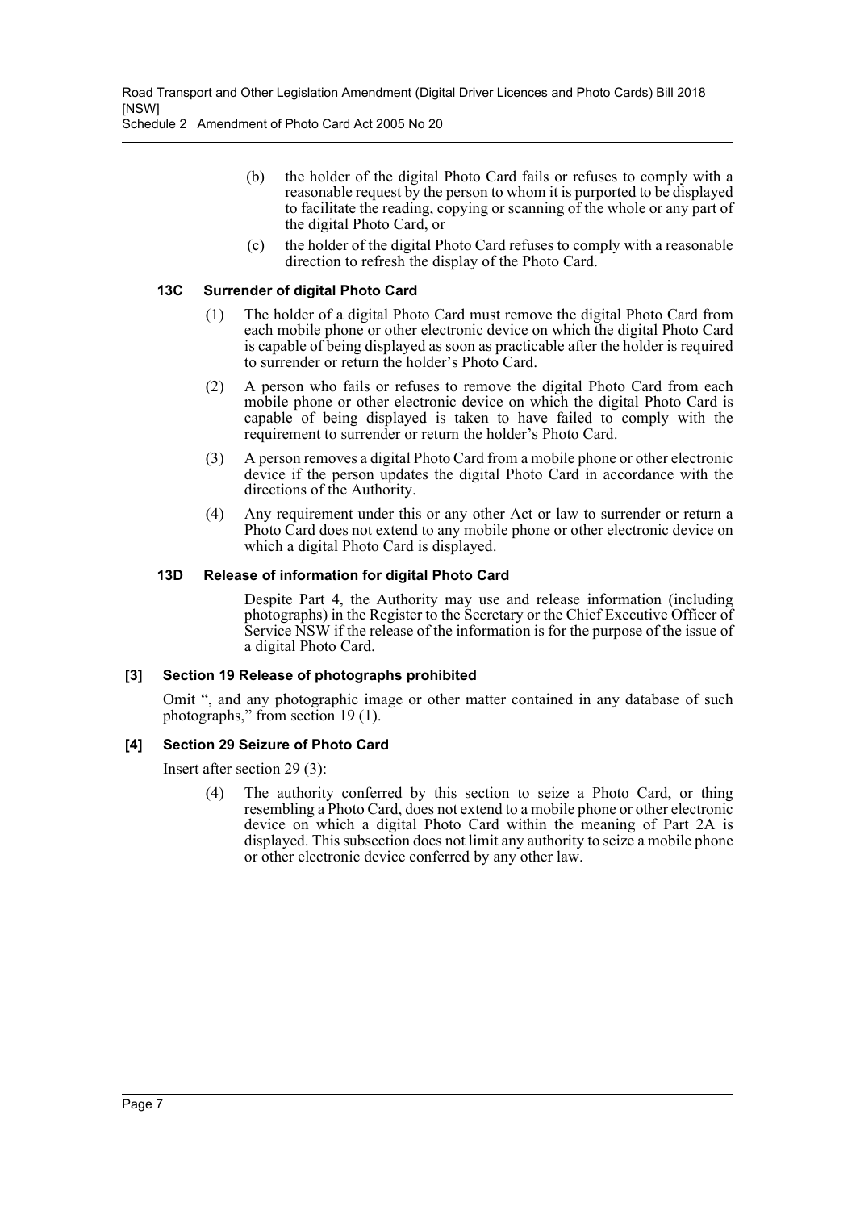(b) the holder of the digital Photo Card fails or refuses to comply with a reasonable request by the person to whom it is purported to be displayed to facilitate the reading, copying or scanning of the whole or any part of the digital Photo Card, or

(c) the holder of the digital Photo Card refuses to comply with a reasonable direction to refresh the display of the Photo Card.

### 13C Surrender of digital Photo Card

(1) The holder of a digital Photo Card must remove the digital Photo Card from each mobile phone or other electronic device on which the digital Photo Card is capable of being displayed as soon as practicable after the holder is required to surrender or return the holder's Photo Card.

(2) A person who fails or refuses to remove the digital Photo Card from each mobile phone or other electronic device on which the digital Photo Card is capable of being displayed is taken to have failed to comply with the requirement to surrender or return the holder's Photo Card.

(3) A person removes a digital Photo Card from a mobile phone or other electronic device if the person updates the digital Photo Card in accordance with the directions of the Authority.

(4) Any requirement under this or any other Act or law to surrender or return a Photo Card does not extend to any mobile phone or other electronic device on which a digital Photo Card is displayed.

### 13D Release of information for digital Photo Card

Despite Part 4, the Authority may use and release information (including photographs) in the Register to the Secretary or the Chief Executive Officer of Service NSW if the release of the information is for the purpose of the issue of a digital Photo Card.

### [3] Section 19 Release of photographs prohibited

Omit ", and any photographic image or other matter contained in any database of such photographs," from section 19 (1).

### [4] Section 29 Seizure of Photo Card

Insert after section 29 (3):

(4) The authority conferred by this section to seize a Photo Card, or thing resembling a Photo Card, does not extend to a mobile phone or other electronic device on which a digital Photo Card within the meaning of Part 2A is displayed. This subsection does not limit any authority to seize a mobile phone or other electronic device conferred by any other law.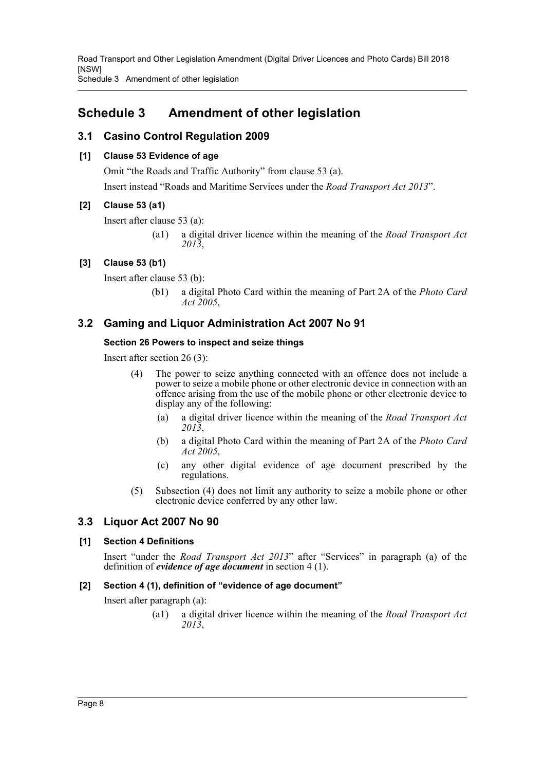# Schedule 3 Amendment of other legislation

## 3.1 Casino Control Regulation 2009

### [1] Clause 53 Evidence of age

Omit "the Roads and Traffic Authority" from clause 53 (a).

Insert instead "Roads and Maritime Services under the *Road Transport Act 2013*".

### [2] Clause 53 (a1)

Insert after clause 53 (a):

> (a1) a digital driver licence within the meaning of the *Road Transport Act 2013*,

### [3] Clause 53 (b1)

Insert after clause 53 (b):

> (b1) a digital Photo Card within the meaning of Part 2A of the *Photo Card Act 2005*,

## 3.2 Gaming and Liquor Administration Act 2007 No 91

### Section 26 Powers to inspect and seize things

Insert after section 26 (3):

> (4) The power to seize anything connected with an offence does not include a power to seize a mobile phone or other electronic device in connection with an offence arising from the use of the mobile phone or other electronic device to display any of the following:
>
> (a) a digital driver licence within the meaning of the *Road Transport Act 2013*,
>
> (b) a digital Photo Card within the meaning of Part 2A of the *Photo Card Act 2005*,
>
> (c) any other digital evidence of age document prescribed by the regulations.
>
> (5) Subsection (4) does not limit any authority to seize a mobile phone or other electronic device conferred by any other law.

## 3.3 Liquor Act 2007 No 90

### [1] Section 4 Definitions

Insert "under the *Road Transport Act 2013*" after "Services" in paragraph (a) of the definition of ***evidence of age document*** in section 4 (1).

### [2] Section 4 (1), definition of "evidence of age document"

Insert after paragraph (a):

> (a1) a digital driver licence within the meaning of the *Road Transport Act 2013*,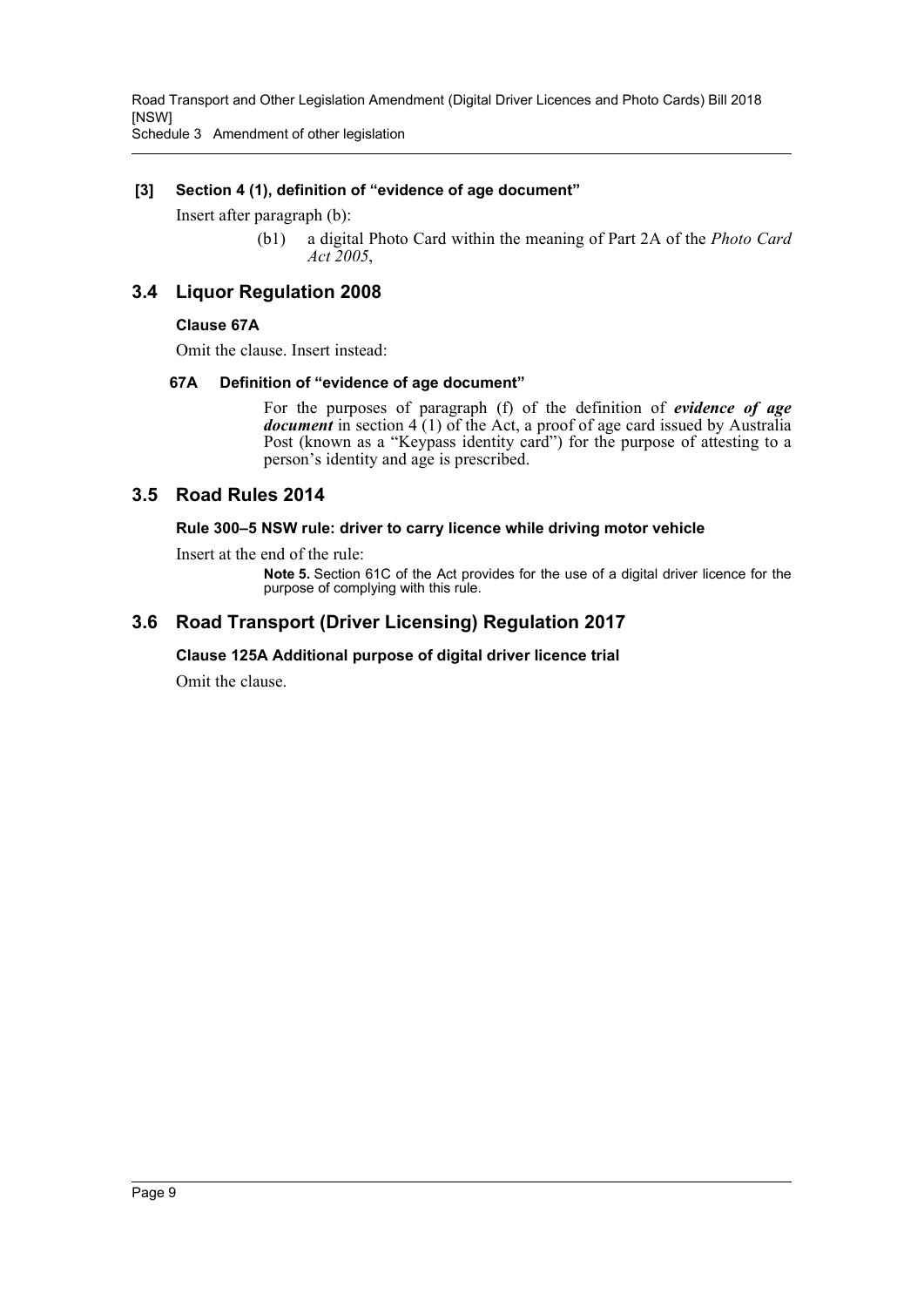**[3] Section 4 (1), definition of "evidence of age document"**

Insert after paragraph (b):

(b1) a digital Photo Card within the meaning of Part 2A of the *Photo Card Act 2005*,

## 3.4 Liquor Regulation 2008

**Clause 67A**

Omit the clause. Insert instead:

**67A Definition of "evidence of age document"**

For the purposes of paragraph (f) of the definition of ***evidence of age document*** in section 4 (1) of the Act, a proof of age card issued by Australia Post (known as a "Keypass identity card") for the purpose of attesting to a person's identity and age is prescribed.

## 3.5 Road Rules 2014

**Rule 300–5 NSW rule: driver to carry licence while driving motor vehicle**

Insert at the end of the rule:

**Note 5.** Section 61C of the Act provides for the use of a digital driver licence for the purpose of complying with this rule.

## 3.6 Road Transport (Driver Licensing) Regulation 2017

**Clause 125A Additional purpose of digital driver licence trial**

Omit the clause.